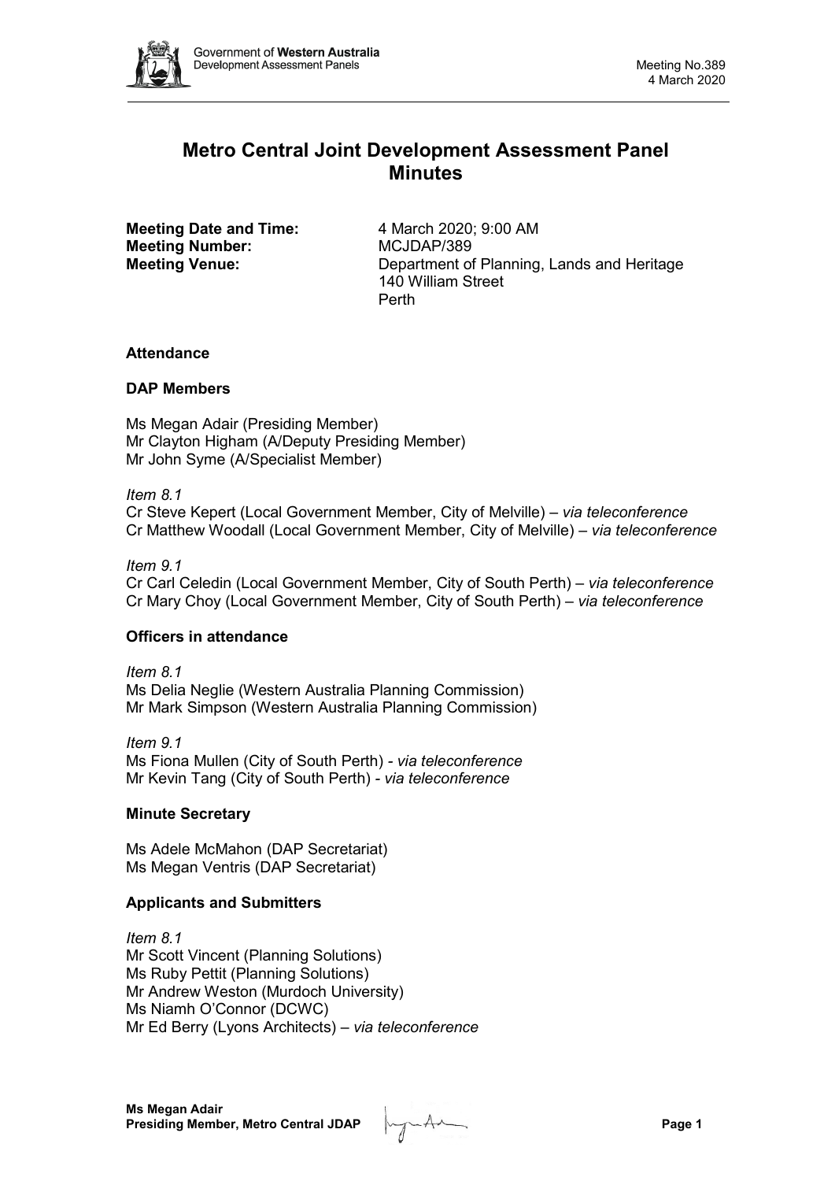# Metro Central Joint Development Assessment Panel Minutes

**Meeting Date and Time:** 4 March 2020; 9:00 AM
**Meeting Number:** MCJDAP/389
**Meeting Venue:** Department of Planning, Lands and Heritage
140 William Street
Perth

### Attendance

### DAP Members

Ms Megan Adair (Presiding Member)
Mr Clayton Higham (A/Deputy Presiding Member)
Mr John Syme (A/Specialist Member)

*Item 8.1*
Cr Steve Kepert (Local Government Member, City of Melville) – *via teleconference*
Cr Matthew Woodall (Local Government Member, City of Melville) – *via teleconference*

*Item 9.1*
Cr Carl Celedin (Local Government Member, City of South Perth) – *via teleconference*
Cr Mary Choy (Local Government Member, City of South Perth) – *via teleconference*

### Officers in attendance

*Item 8.1*
Ms Delia Neglie (Western Australia Planning Commission)
Mr Mark Simpson (Western Australia Planning Commission)

*Item 9.1*
Ms Fiona Mullen (City of South Perth) - *via teleconference*
Mr Kevin Tang (City of South Perth) - *via teleconference*

### Minute Secretary

Ms Adele McMahon (DAP Secretariat)
Ms Megan Ventris (DAP Secretariat)

### Applicants and Submitters

*Item 8.1*
Mr Scott Vincent (Planning Solutions)
Ms Ruby Pettit (Planning Solutions)
Mr Andrew Weston (Murdoch University)
Ms Niamh O'Connor (DCWC)
Mr Ed Berry (Lyons Architects) – *via teleconference*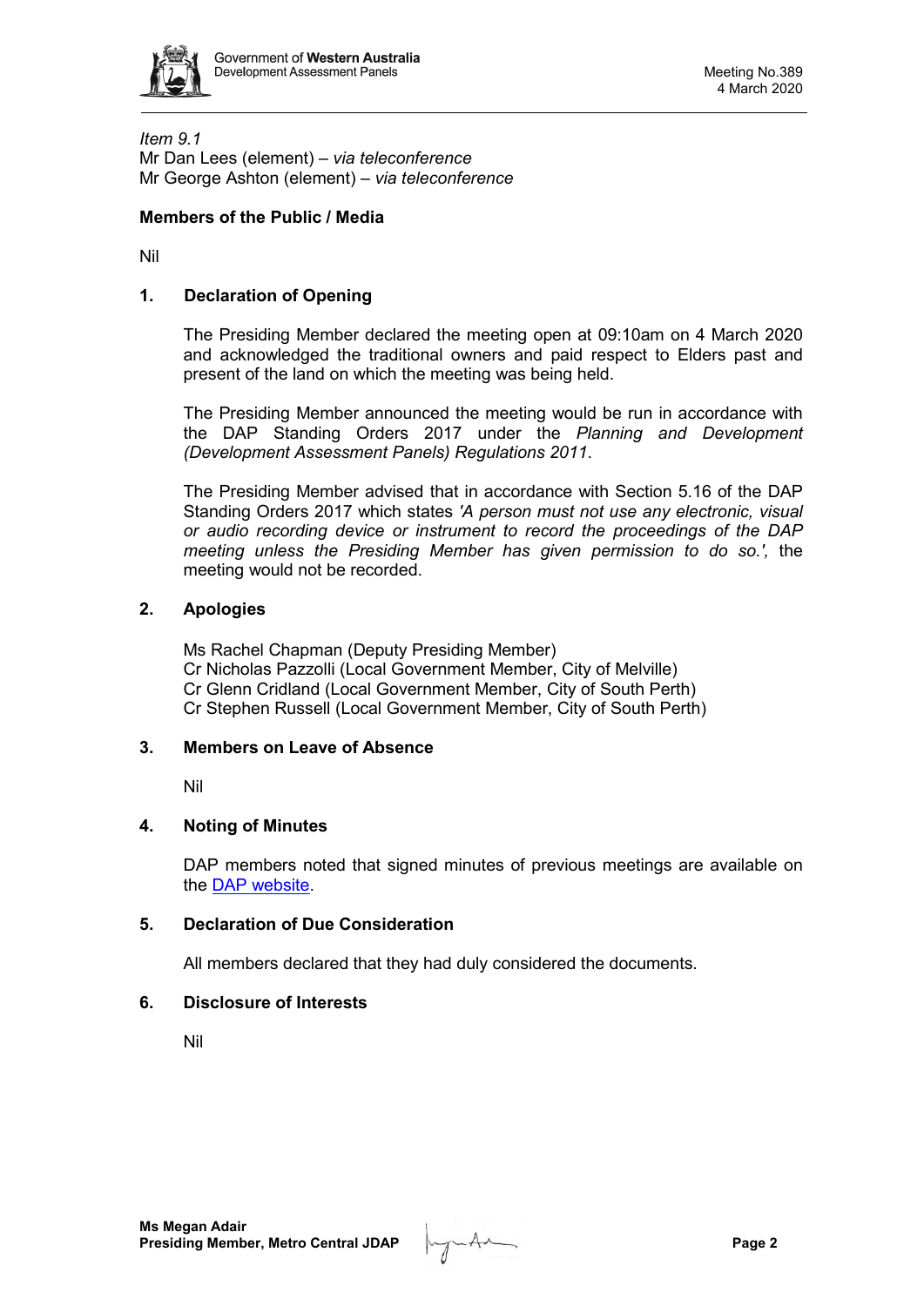*Item 9.1*
Mr Dan Lees (element) – *via teleconference*
Mr George Ashton (element) – *via teleconference*

**Members of the Public / Media**

Nil

## 1. Declaration of Opening

The Presiding Member declared the meeting open at 09:10am on 4 March 2020 and acknowledged the traditional owners and paid respect to Elders past and present of the land on which the meeting was being held.

The Presiding Member announced the meeting would be run in accordance with the DAP Standing Orders 2017 under the *Planning and Development (Development Assessment Panels) Regulations 2011*.

The Presiding Member advised that in accordance with Section 5.16 of the DAP Standing Orders 2017 which states *'A person must not use any electronic, visual or audio recording device or instrument to record the proceedings of the DAP meeting unless the Presiding Member has given permission to do so.',* the meeting would not be recorded.

## 2. Apologies

Ms Rachel Chapman (Deputy Presiding Member)
Cr Nicholas Pazzolli (Local Government Member, City of Melville)
Cr Glenn Cridland (Local Government Member, City of South Perth)
Cr Stephen Russell (Local Government Member, City of South Perth)

## 3. Members on Leave of Absence

Nil

## 4. Noting of Minutes

DAP members noted that signed minutes of previous meetings are available on the DAP website.

## 5. Declaration of Due Consideration

All members declared that they had duly considered the documents.

## 6. Disclosure of Interests

Nil

**Ms Megan Adair**
**Presiding Member, Metro Central JDAP**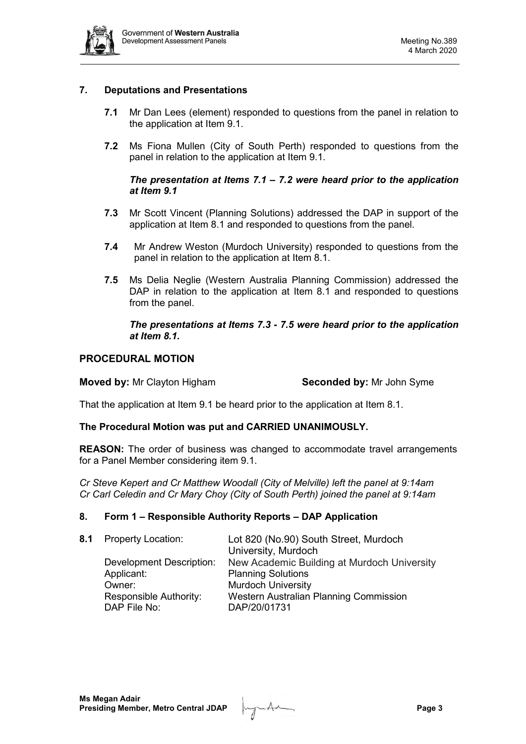## 7. Deputations and Presentations

**7.1** Mr Dan Lees (element) responded to questions from the panel in relation to the application at Item 9.1.

**7.2** Ms Fiona Mullen (City of South Perth) responded to questions from the panel in relation to the application at Item 9.1.

***The presentation at Items 7.1 – 7.2 were heard prior to the application at Item 9.1***

**7.3** Mr Scott Vincent (Planning Solutions) addressed the DAP in support of the application at Item 8.1 and responded to questions from the panel.

**7.4** Mr Andrew Weston (Murdoch University) responded to questions from the panel in relation to the application at Item 8.1.

**7.5** Ms Delia Neglie (Western Australia Planning Commission) addressed the DAP in relation to the application at Item 8.1 and responded to questions from the panel.

***The presentations at Items 7.3 - 7.5 were heard prior to the application at Item 8.1.***

## PROCEDURAL MOTION

**Moved by:** Mr Clayton Higham **Seconded by:** Mr John Syme

That the application at Item 9.1 be heard prior to the application at Item 8.1.

**The Procedural Motion was put and CARRIED UNANIMOUSLY.**

**REASON:** The order of business was changed to accommodate travel arrangements for a Panel Member considering item 9.1.

*Cr Steve Kepert and Cr Matthew Woodall (City of Melville) left the panel at 9:14am*
*Cr Carl Celedin and Cr Mary Choy (City of South Perth) joined the panel at 9:14am*

## 8. Form 1 – Responsible Authority Reports – DAP Application

**8.1** Property Location: Lot 820 (No.90) South Street, Murdoch University, Murdoch
Development Description: New Academic Building at Murdoch University
Applicant: Planning Solutions
Owner: Murdoch University
Responsible Authority: Western Australian Planning Commission
DAP File No: DAP/20/01731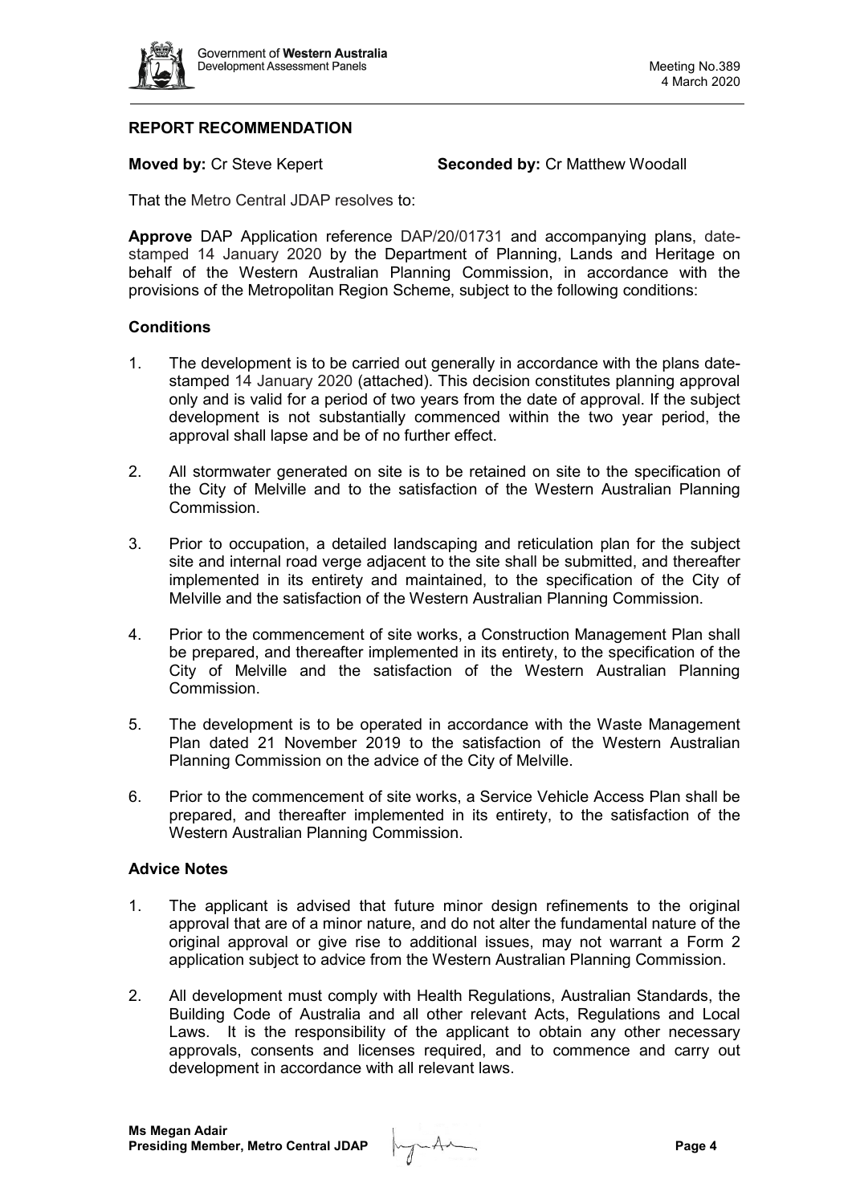## REPORT RECOMMENDATION

**Moved by:** Cr Steve Kepert **Seconded by:** Cr Matthew Woodall

That the Metro Central JDAP resolves to:

**Approve** DAP Application reference DAP/20/01731 and accompanying plans, date-stamped 14 January 2020 by the Department of Planning, Lands and Heritage on behalf of the Western Australian Planning Commission, in accordance with the provisions of the Metropolitan Region Scheme, subject to the following conditions:

### Conditions

1. The development is to be carried out generally in accordance with the plans date-stamped 14 January 2020 (attached). This decision constitutes planning approval only and is valid for a period of two years from the date of approval. If the subject development is not substantially commenced within the two year period, the approval shall lapse and be of no further effect.

2. All stormwater generated on site is to be retained on site to the specification of the City of Melville and to the satisfaction of the Western Australian Planning Commission.

3. Prior to occupation, a detailed landscaping and reticulation plan for the subject site and internal road verge adjacent to the site shall be submitted, and thereafter implemented in its entirety and maintained, to the specification of the City of Melville and the satisfaction of the Western Australian Planning Commission.

4. Prior to the commencement of site works, a Construction Management Plan shall be prepared, and thereafter implemented in its entirety, to the specification of the City of Melville and the satisfaction of the Western Australian Planning Commission.

5. The development is to be operated in accordance with the Waste Management Plan dated 21 November 2019 to the satisfaction of the Western Australian Planning Commission on the advice of the City of Melville.

6. Prior to the commencement of site works, a Service Vehicle Access Plan shall be prepared, and thereafter implemented in its entirety, to the satisfaction of the Western Australian Planning Commission.

### Advice Notes

1. The applicant is advised that future minor design refinements to the original approval that are of a minor nature, and do not alter the fundamental nature of the original approval or give rise to additional issues, may not warrant a Form 2 application subject to advice from the Western Australian Planning Commission.

2. All development must comply with Health Regulations, Australian Standards, the Building Code of Australia and all other relevant Acts, Regulations and Local Laws. It is the responsibility of the applicant to obtain any other necessary approvals, consents and licenses required, and to commence and carry out development in accordance with all relevant laws.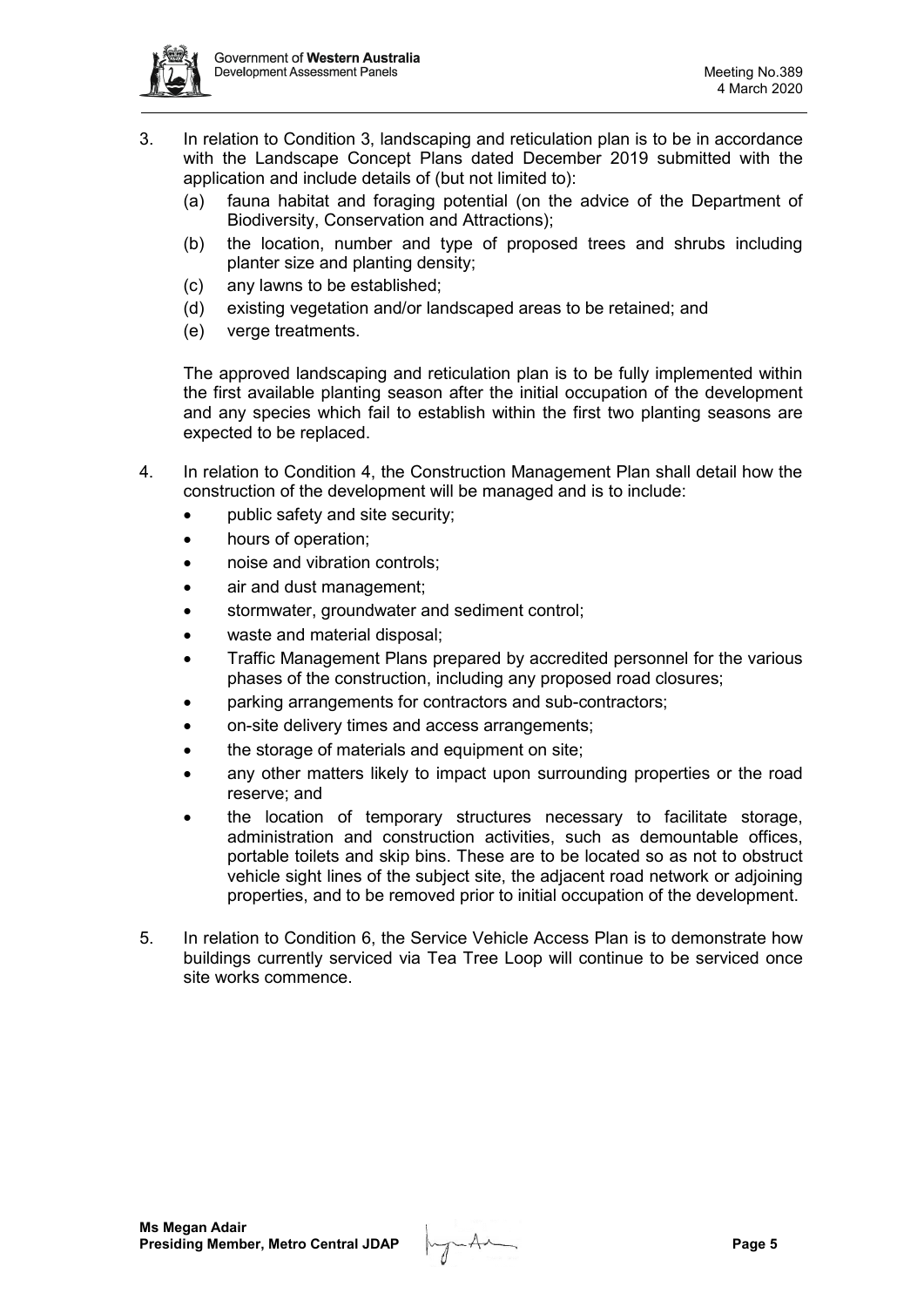3. In relation to Condition 3, landscaping and reticulation plan is to be in accordance with the Landscape Concept Plans dated December 2019 submitted with the application and include details of (but not limited to):
   (a) fauna habitat and foraging potential (on the advice of the Department of Biodiversity, Conservation and Attractions);
   (b) the location, number and type of proposed trees and shrubs including planter size and planting density;
   (c) any lawns to be established;
   (d) existing vegetation and/or landscaped areas to be retained; and
   (e) verge treatments.

   The approved landscaping and reticulation plan is to be fully implemented within the first available planting season after the initial occupation of the development and any species which fail to establish within the first two planting seasons are expected to be replaced.

4. In relation to Condition 4, the Construction Management Plan shall detail how the construction of the development will be managed and is to include:
   - public safety and site security;
   - hours of operation;
   - noise and vibration controls;
   - air and dust management;
   - stormwater, groundwater and sediment control;
   - waste and material disposal;
   - Traffic Management Plans prepared by accredited personnel for the various phases of the construction, including any proposed road closures;
   - parking arrangements for contractors and sub-contractors;
   - on-site delivery times and access arrangements;
   - the storage of materials and equipment on site;
   - any other matters likely to impact upon surrounding properties or the road reserve; and
   - the location of temporary structures necessary to facilitate storage, administration and construction activities, such as demountable offices, portable toilets and skip bins. These are to be located so as not to obstruct vehicle sight lines of the subject site, the adjacent road network or adjoining properties, and to be removed prior to initial occupation of the development.

5. In relation to Condition 6, the Service Vehicle Access Plan is to demonstrate how buildings currently serviced via Tea Tree Loop will continue to be serviced once site works commence.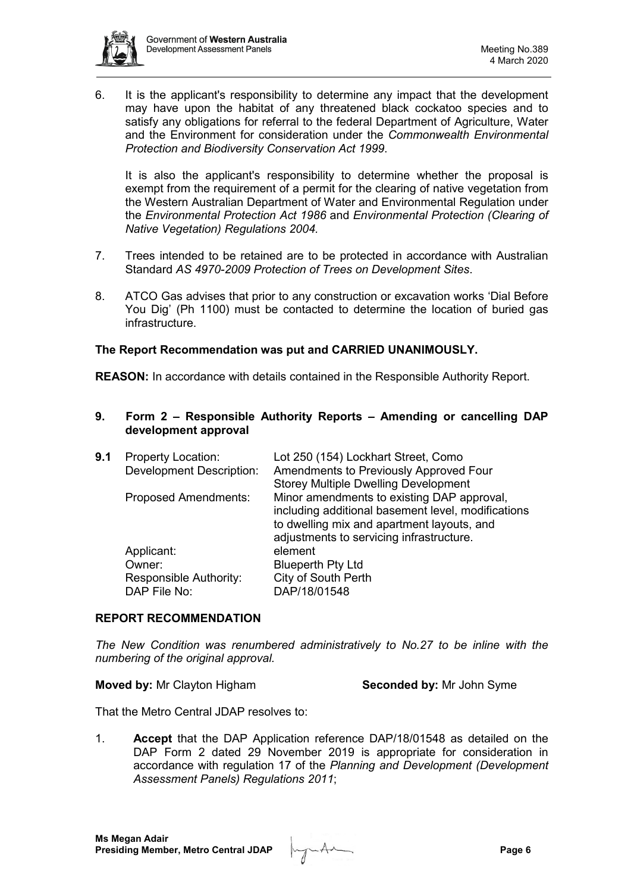6. It is the applicant's responsibility to determine any impact that the development may have upon the habitat of any threatened black cockatoo species and to satisfy any obligations for referral to the federal Department of Agriculture, Water and the Environment for consideration under the *Commonwealth Environmental Protection and Biodiversity Conservation Act 1999*.

   It is also the applicant's responsibility to determine whether the proposal is exempt from the requirement of a permit for the clearing of native vegetation from the Western Australian Department of Water and Environmental Regulation under the *Environmental Protection Act 1986* and *Environmental Protection (Clearing of Native Vegetation) Regulations 2004*.

7. Trees intended to be retained are to be protected in accordance with Australian Standard *AS 4970-2009 Protection of Trees on Development Sites*.

8. ATCO Gas advises that prior to any construction or excavation works 'Dial Before You Dig' (Ph 1100) must be contacted to determine the location of buried gas infrastructure.

**The Report Recommendation was put and CARRIED UNANIMOUSLY.**

**REASON:** In accordance with details contained in the Responsible Authority Report.

## 9. Form 2 – Responsible Authority Reports – Amending or cancelling DAP development approval

**9.1**

| | |
|---|---|
| Property Location: | Lot 250 (154) Lockhart Street, Como |
| Development Description: | Amendments to Previously Approved Four Storey Multiple Dwelling Development |
| Proposed Amendments: | Minor amendments to existing DAP approval, including additional basement level, modifications to dwelling mix and apartment layouts, and adjustments to servicing infrastructure. |
| Applicant: | element |
| Owner: | Blueperth Pty Ltd |
| Responsible Authority: | City of South Perth |
| DAP File No: | DAP/18/01548 |

**REPORT RECOMMENDATION**

*The New Condition was renumbered administratively to No.27 to be inline with the numbering of the original approval.*

**Moved by:** Mr Clayton Higham **Seconded by:** Mr John Syme

That the Metro Central JDAP resolves to:

1. **Accept** that the DAP Application reference DAP/18/01548 as detailed on the DAP Form 2 dated 29 November 2019 is appropriate for consideration in accordance with regulation 17 of the *Planning and Development (Development Assessment Panels) Regulations 2011*;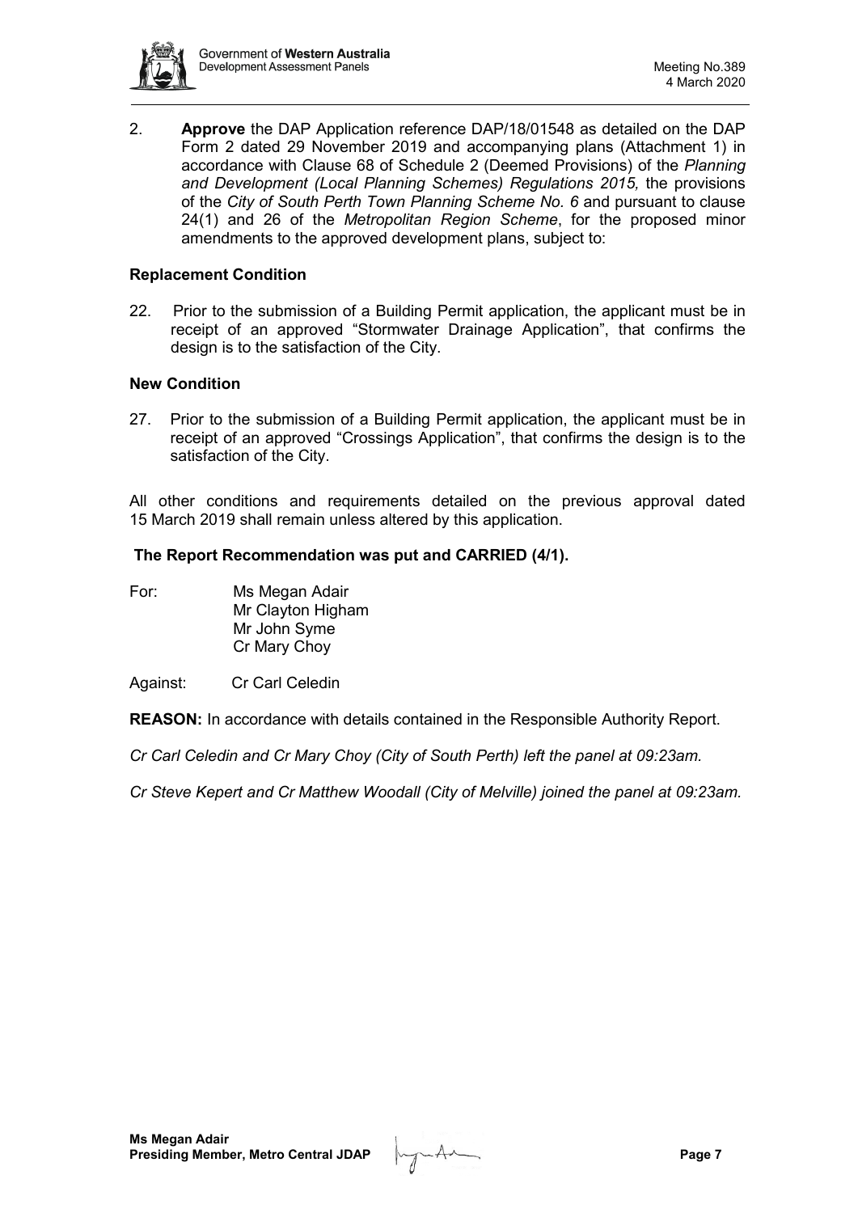2. **Approve** the DAP Application reference DAP/18/01548 as detailed on the DAP Form 2 dated 29 November 2019 and accompanying plans (Attachment 1) in accordance with Clause 68 of Schedule 2 (Deemed Provisions) of the *Planning and Development (Local Planning Schemes) Regulations 2015,* the provisions of the *City of South Perth Town Planning Scheme No. 6* and pursuant to clause 24(1) and 26 of the *Metropolitan Region Scheme*, for the proposed minor amendments to the approved development plans, subject to:

**Replacement Condition**

22. Prior to the submission of a Building Permit application, the applicant must be in receipt of an approved "Stormwater Drainage Application", that confirms the design is to the satisfaction of the City.

**New Condition**

27. Prior to the submission of a Building Permit application, the applicant must be in receipt of an approved "Crossings Application", that confirms the design is to the satisfaction of the City.

All other conditions and requirements detailed on the previous approval dated 15 March 2019 shall remain unless altered by this application.

**The Report Recommendation was put and CARRIED (4/1).**

For: Ms Megan Adair
Mr Clayton Higham
Mr John Syme
Cr Mary Choy

Against: Cr Carl Celedin

**REASON:** In accordance with details contained in the Responsible Authority Report.

*Cr Carl Celedin and Cr Mary Choy (City of South Perth) left the panel at 09:23am.*

*Cr Steve Kepert and Cr Matthew Woodall (City of Melville) joined the panel at 09:23am.*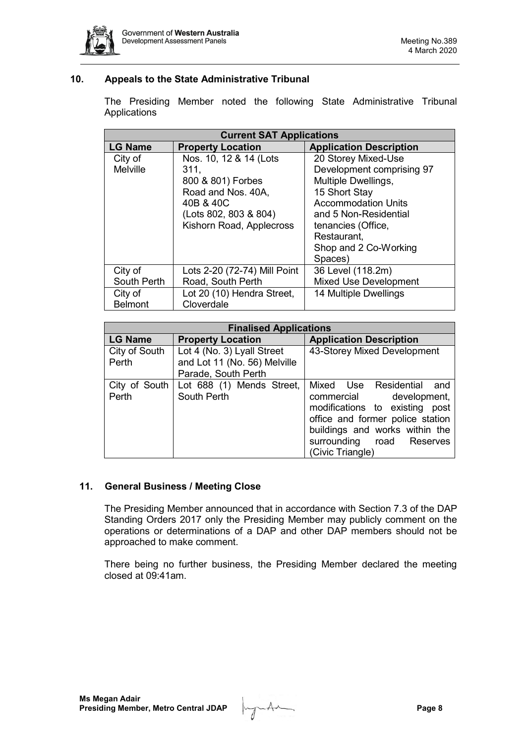## 10. Appeals to the State Administrative Tribunal

The Presiding Member noted the following State Administrative Tribunal Applications

| Current SAT Applications | | |
|---|---|---|
| **LG Name** | **Property Location** | **Application Description** |
| City of Melville | Nos. 10, 12 & 14 (Lots 311, 800 & 801) Forbes Road and Nos. 40A, 40B & 40C (Lots 802, 803 & 804) Kishorn Road, Applecross | 20 Storey Mixed-Use Development comprising 97 Multiple Dwellings, 15 Short Stay Accommodation Units and 5 Non-Residential tenancies (Office, Restaurant, Shop and 2 Co-Working Spaces) |
| City of South Perth | Lots 2-20 (72-74) Mill Point Road, South Perth | 36 Level (118.2m) Mixed Use Development |
| City of Belmont | Lot 20 (10) Hendra Street, Cloverdale | 14 Multiple Dwellings |

| Finalised Applications | | |
|---|---|---|
| **LG Name** | **Property Location** | **Application Description** |
| City of South Perth | Lot 4 (No. 3) Lyall Street and Lot 11 (No. 56) Melville Parade, South Perth | 43-Storey Mixed Development |
| City of South Perth | Lot 688 (1) Mends Street, South Perth | Mixed Use Residential and commercial development, modifications to existing post office and former police station buildings and works within the surrounding road Reserves (Civic Triangle) |

## 11. General Business / Meeting Close

The Presiding Member announced that in accordance with Section 7.3 of the DAP Standing Orders 2017 only the Presiding Member may publicly comment on the operations or determinations of a DAP and other DAP members should not be approached to make comment.

There being no further business, the Presiding Member declared the meeting closed at 09:41am.

**Ms Megan Adair**
**Presiding Member, Metro Central JDAP**